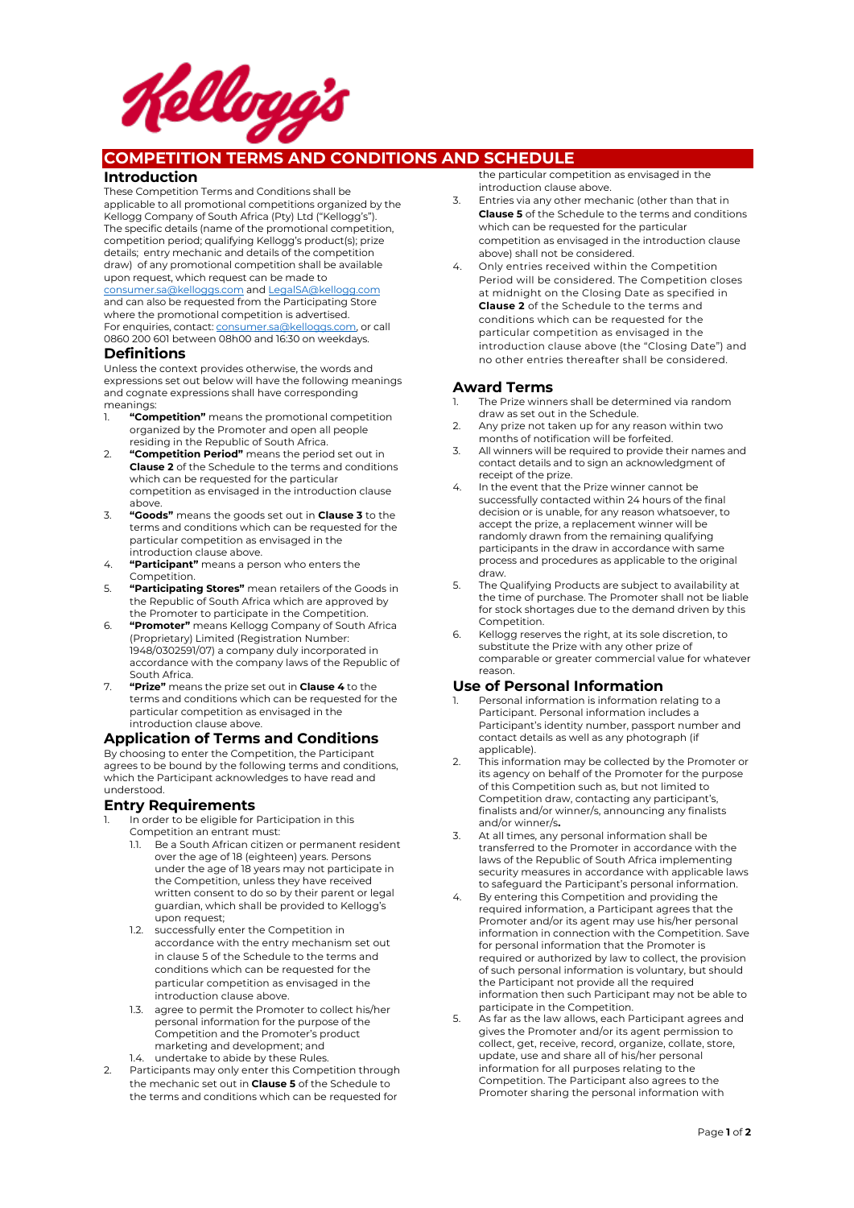# COMPETITION TERMS AND CONDITIONS AND SCHEDULE

## Introduction

These Competition Terms and Conditions shall be applicable to all promotional competitions organized by the Kellogg Company of South Africa (Pty) Ltd ("Kellogg's"). The specific details (name of the promotional competition, competition period; qualifying Kellogg's product(s); prize details; entry mechanic and details of the competition draw) of any promotional competition shall be available upon request, which request can be made to consumer.sa@kelloggs.com and LegalSA@kellogg.com and can also be requested from the Participating Store where the promotional competition is advertised.
For enquiries, contact: consumer.sa@kelloggs.com, or call 0860 200 601 between 08h00 and 16:30 on weekdays.

## Definitions

Unless the context provides otherwise, the words and expressions set out below will have the following meanings and cognate expressions shall have corresponding meanings:

1. **"Competition"** means the promotional competition organized by the Promoter and open all people residing in the Republic of South Africa.
2. **"Competition Period"** means the period set out in **Clause 2** of the Schedule to the terms and conditions which can be requested for the particular competition as envisaged in the introduction clause above.
3. **"Goods"** means the goods set out in **Clause 3** to the terms and conditions which can be requested for the particular competition as envisaged in the introduction clause above.
4. **"Participant"** means a person who enters the Competition.
5. **"Participating Stores"** mean retailers of the Goods in the Republic of South Africa which are approved by the Promoter to participate in the Competition.
6. **"Promoter"** means Kellogg Company of South Africa (Proprietary) Limited (Registration Number: 1948/0302591/07) a company duly incorporated in accordance with the company laws of the Republic of South Africa.
7. **"Prize"** means the prize set out in **Clause 4** to the terms and conditions which can be requested for the particular competition as envisaged in the introduction clause above.

## Application of Terms and Conditions

By choosing to enter the Competition, the Participant agrees to be bound by the following terms and conditions, which the Participant acknowledges to have read and understood.

## Entry Requirements

1. In order to be eligible for Participation in this Competition an entrant must:
   1.1. Be a South African citizen or permanent resident over the age of 18 (eighteen) years. Persons under the age of 18 years may not participate in the Competition, unless they have received written consent to do so by their parent or legal guardian, which shall be provided to Kellogg's upon request;
   1.2. successfully enter the Competition in accordance with the entry mechanism set out in clause 5 of the Schedule to the terms and conditions which can be requested for the particular competition as envisaged in the introduction clause above.
   1.3. agree to permit the Promoter to collect his/her personal information for the purpose of the Competition and the Promoter's product marketing and development; and
   1.4. undertake to abide by these Rules.
2. Participants may only enter this Competition through the mechanic set out in **Clause 5** of the Schedule to the terms and conditions which can be requested for the particular competition as envisaged in the introduction clause above.
3. Entries via any other mechanic (other than that in **Clause 5** of the Schedule to the terms and conditions which can be requested for the particular competition as envisaged in the introduction clause above) shall not be considered.
4. Only entries received within the Competition Period will be considered. The Competition closes at midnight on the Closing Date as specified in **Clause 2** of the Schedule to the terms and conditions which can be requested for the particular competition as envisaged in the introduction clause above (the "Closing Date") and no other entries thereafter shall be considered.

## Award Terms

1. The Prize winners shall be determined via random draw as set out in the Schedule.
2. Any prize not taken up for any reason within two months of notification will be forfeited.
3. All winners will be required to provide their names and contact details and to sign an acknowledgment of receipt of the prize.
4. In the event that the Prize winner cannot be successfully contacted within 24 hours of the final decision or is unable, for any reason whatsoever, to accept the prize, a replacement winner will be randomly drawn from the remaining qualifying participants in the draw in accordance with same process and procedures as applicable to the original draw.
5. The Qualifying Products are subject to availability at the time of purchase. The Promoter shall not be liable for stock shortages due to the demand driven by this Competition.
6. Kellogg reserves the right, at its sole discretion, to substitute the Prize with any other prize of comparable or greater commercial value for whatever reason.

## Use of Personal Information

1. Personal information is information relating to a Participant. Personal information includes a Participant's identity number, passport number and contact details as well as any photograph (if applicable).
2. This information may be collected by the Promoter or its agency on behalf of the Promoter for the purpose of this Competition such as, but not limited to Competition draw, contacting any participant's, finalists and/or winner/s, announcing any finalists and/or winner/s**.**
3. At all times, any personal information shall be transferred to the Promoter in accordance with the laws of the Republic of South Africa implementing security measures in accordance with applicable laws to safeguard the Participant's personal information.
4. By entering this Competition and providing the required information, a Participant agrees that the Promoter and/or its agent may use his/her personal information in connection with the Competition. Save for personal information that the Promoter is required or authorized by law to collect, the provision of such personal information is voluntary, but should the Participant not provide all the required information then such Participant may not be able to participate in the Competition.
5. As far as the law allows, each Participant agrees and gives the Promoter and/or its agent permission to collect, get, receive, record, organize, collate, store, update, use and share all of his/her personal information for all purposes relating to the Competition. The Participant also agrees to the Promoter sharing the personal information with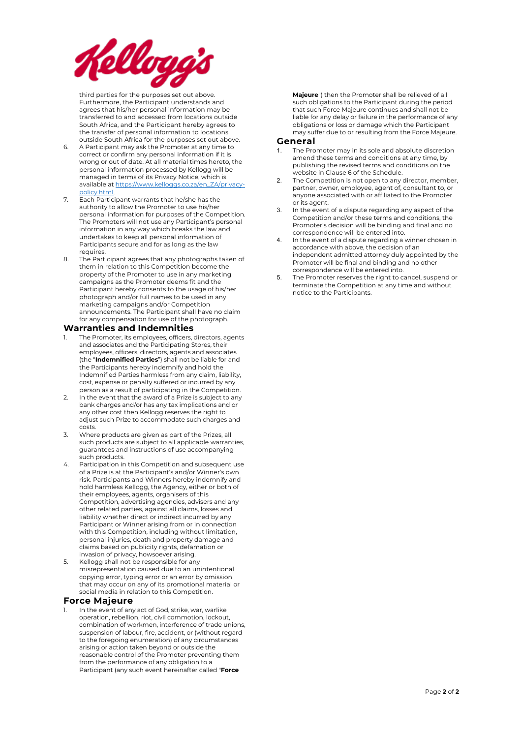third parties for the purposes set out above. Furthermore, the Participant understands and agrees that his/her personal information may be transferred to and accessed from locations outside South Africa, and the Participant hereby agrees to the transfer of personal information to locations outside South Africa for the purposes set out above.

6. A Participant may ask the Promoter at any time to correct or confirm any personal information if it is wrong or out of date. At all material times hereto, the personal information processed by Kellogg will be managed in terms of its Privacy Notice, which is available at [https://www.kelloggs.co.za/en_ZA/privacy-policy.html](https://www.kelloggs.co.za/en_ZA/privacy-policy.html).
7. Each Participant warrants that he/she has the authority to allow the Promoter to use his/her personal information for purposes of the Competition. The Promoters will not use any Participant's personal information in any way which breaks the law and undertakes to keep all personal information of Participants secure and for as long as the law requires.
8. The Participant agrees that any photographs taken of them in relation to this Competition become the property of the Promoter to use in any marketing campaigns as the Promoter deems fit and the Participant hereby consents to the usage of his/her photograph and/or full names to be used in any marketing campaigns and/or Competition announcements. The Participant shall have no claim for any compensation for use of the photograph.

## Warranties and Indemnities

1. The Promoter, its employees, officers, directors, agents and associates and the Participating Stores, their employees, officers, directors, agents and associates (the "**Indemnified Parties**") shall not be liable for and the Participants hereby indemnify and hold the Indemnified Parties harmless from any claim, liability, cost, expense or penalty suffered or incurred by any person as a result of participating in the Competition.
2. In the event that the award of a Prize is subject to any bank charges and/or has any tax implications and or any other cost then Kellogg reserves the right to adjust such Prize to accommodate such charges and costs.
3. Where products are given as part of the Prizes, all such products are subject to all applicable warranties, guarantees and instructions of use accompanying such products.
4. Participation in this Competition and subsequent use of a Prize is at the Participant's and/or Winner's own risk. Participants and Winners hereby indemnify and hold harmless Kellogg, the Agency, either or both of their employees, agents, organisers of this Competition, advertising agencies, advisers and any other related parties, against all claims, losses and liability whether direct or indirect incurred by any Participant or Winner arising from or in connection with this Competition, including without limitation, personal injuries, death and property damage and claims based on publicity rights, defamation or invasion of privacy, howsoever arising.
5. Kellogg shall not be responsible for any misrepresentation caused due to an unintentional copying error, typing error or an error by omission that may occur on any of its promotional material or social media in relation to this Competition.

## Force Majeure

1. In the event of any act of God, strike, war, warlike operation, rebellion, riot, civil commotion, lockout, combination of workmen, interference of trade unions, suspension of labour, fire, accident, or (without regard to the foregoing enumeration) of any circumstances arising or action taken beyond or outside the reasonable control of the Promoter preventing them from the performance of any obligation to a Participant (any such event hereinafter called "**Force Majeure**") then the Promoter shall be relieved of all such obligations to the Participant during the period that such Force Majeure continues and shall not be liable for any delay or failure in the performance of any obligations or loss or damage which the Participant may suffer due to or resulting from the Force Majeure.

## General

1. The Promoter may in its sole and absolute discretion amend these terms and conditions at any time, by publishing the revised terms and conditions on the website in Clause 6 of the Schedule.
2. The Competition is not open to any director, member, partner, owner, employee, agent of, consultant to, or anyone associated with or affiliated to the Promoter or its agent.
3. In the event of a dispute regarding any aspect of the Competition and/or these terms and conditions, the Promoter's decision will be binding and final and no correspondence will be entered into.
4. In the event of a dispute regarding a winner chosen in accordance with above, the decision of an independent admitted attorney duly appointed by the Promoter will be final and binding and no other correspondence will be entered into.
5. The Promoter reserves the right to cancel, suspend or terminate the Competition at any time and without notice to the Participants.